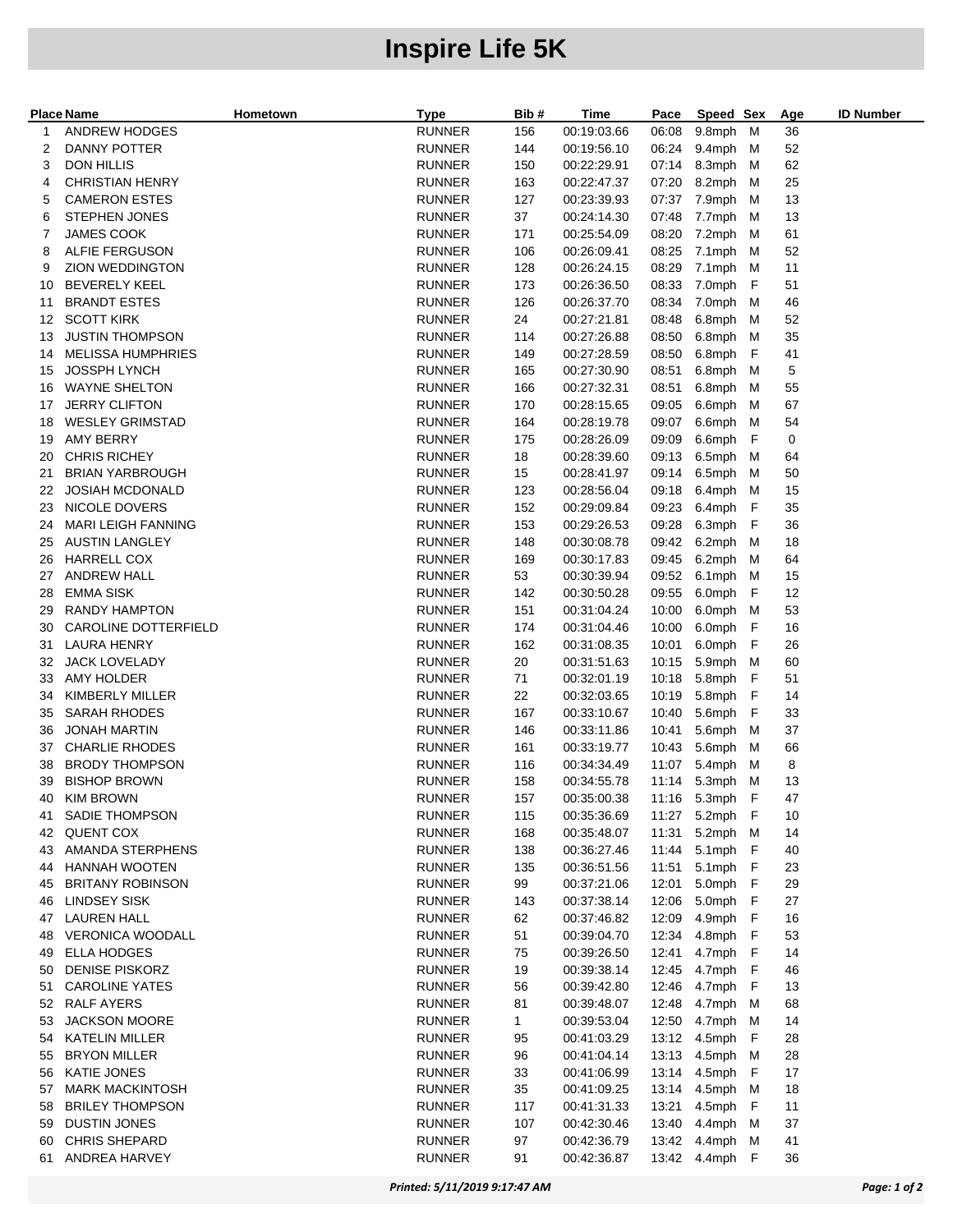# Inspire Life 5K

| Place | Name | Hometown | Type | Bib # | Time | Pace | Speed | Sex | Age | ID Number |
|---|---|---|---|---|---|---|---|---|---|---|
| 1 | ANDREW HODGES | | RUNNER | 156 | 00:19:03.66 | 06:08 | 9.8mph | M | 36 | |
| 2 | DANNY POTTER | | RUNNER | 144 | 00:19:56.10 | 06:24 | 9.4mph | M | 52 | |
| 3 | DON HILLIS | | RUNNER | 150 | 00:22:29.91 | 07:14 | 8.3mph | M | 62 | |
| 4 | CHRISTIAN HENRY | | RUNNER | 163 | 00:22:47.37 | 07:20 | 8.2mph | M | 25 | |
| 5 | CAMERON ESTES | | RUNNER | 127 | 00:23:39.93 | 07:37 | 7.9mph | M | 13 | |
| 6 | STEPHEN JONES | | RUNNER | 37 | 00:24:14.30 | 07:48 | 7.7mph | M | 13 | |
| 7 | JAMES COOK | | RUNNER | 171 | 00:25:54.09 | 08:20 | 7.2mph | M | 61 | |
| 8 | ALFIE FERGUSON | | RUNNER | 106 | 00:26:09.41 | 08:25 | 7.1mph | M | 52 | |
| 9 | ZION WEDDINGTON | | RUNNER | 128 | 00:26:24.15 | 08:29 | 7.1mph | M | 11 | |
| 10 | BEVERELY KEEL | | RUNNER | 173 | 00:26:36.50 | 08:33 | 7.0mph | F | 51 | |
| 11 | BRANDT ESTES | | RUNNER | 126 | 00:26:37.70 | 08:34 | 7.0mph | M | 46 | |
| 12 | SCOTT KIRK | | RUNNER | 24 | 00:27:21.81 | 08:48 | 6.8mph | M | 52 | |
| 13 | JUSTIN THOMPSON | | RUNNER | 114 | 00:27:26.88 | 08:50 | 6.8mph | M | 35 | |
| 14 | MELISSA HUMPHRIES | | RUNNER | 149 | 00:27:28.59 | 08:50 | 6.8mph | F | 41 | |
| 15 | JOSSPH LYNCH | | RUNNER | 165 | 00:27:30.90 | 08:51 | 6.8mph | M | 5 | |
| 16 | WAYNE SHELTON | | RUNNER | 166 | 00:27:32.31 | 08:51 | 6.8mph | M | 55 | |
| 17 | JERRY CLIFTON | | RUNNER | 170 | 00:28:15.65 | 09:05 | 6.6mph | M | 67 | |
| 18 | WESLEY GRIMSTAD | | RUNNER | 164 | 00:28:19.78 | 09:07 | 6.6mph | M | 54 | |
| 19 | AMY BERRY | | RUNNER | 175 | 00:28:26.09 | 09:09 | 6.6mph | F | 0 | |
| 20 | CHRIS RICHEY | | RUNNER | 18 | 00:28:39.60 | 09:13 | 6.5mph | M | 64 | |
| 21 | BRIAN YARBROUGH | | RUNNER | 15 | 00:28:41.97 | 09:14 | 6.5mph | M | 50 | |
| 22 | JOSIAH MCDONALD | | RUNNER | 123 | 00:28:56.04 | 09:18 | 6.4mph | M | 15 | |
| 23 | NICOLE DOVERS | | RUNNER | 152 | 00:29:09.84 | 09:23 | 6.4mph | F | 35 | |
| 24 | MARI LEIGH FANNING | | RUNNER | 153 | 00:29:26.53 | 09:28 | 6.3mph | F | 36 | |
| 25 | AUSTIN LANGLEY | | RUNNER | 148 | 00:30:08.78 | 09:42 | 6.2mph | M | 18 | |
| 26 | HARRELL COX | | RUNNER | 169 | 00:30:17.83 | 09:45 | 6.2mph | M | 64 | |
| 27 | ANDREW HALL | | RUNNER | 53 | 00:30:39.94 | 09:52 | 6.1mph | M | 15 | |
| 28 | EMMA SISK | | RUNNER | 142 | 00:30:50.28 | 09:55 | 6.0mph | F | 12 | |
| 29 | RANDY HAMPTON | | RUNNER | 151 | 00:31:04.24 | 10:00 | 6.0mph | M | 53 | |
| 30 | CAROLINE DOTTERFIELD | | RUNNER | 174 | 00:31:04.46 | 10:00 | 6.0mph | F | 16 | |
| 31 | LAURA HENRY | | RUNNER | 162 | 00:31:08.35 | 10:01 | 6.0mph | F | 26 | |
| 32 | JACK LOVELADY | | RUNNER | 20 | 00:31:51.63 | 10:15 | 5.9mph | M | 60 | |
| 33 | AMY HOLDER | | RUNNER | 71 | 00:32:01.19 | 10:18 | 5.8mph | F | 51 | |
| 34 | KIMBERLY MILLER | | RUNNER | 22 | 00:32:03.65 | 10:19 | 5.8mph | F | 14 | |
| 35 | SARAH RHODES | | RUNNER | 167 | 00:33:10.67 | 10:40 | 5.6mph | F | 33 | |
| 36 | JONAH MARTIN | | RUNNER | 146 | 00:33:11.86 | 10:41 | 5.6mph | M | 37 | |
| 37 | CHARLIE RHODES | | RUNNER | 161 | 00:33:19.77 | 10:43 | 5.6mph | M | 66 | |
| 38 | BRODY THOMPSON | | RUNNER | 116 | 00:34:34.49 | 11:07 | 5.4mph | M | 8 | |
| 39 | BISHOP BROWN | | RUNNER | 158 | 00:34:55.78 | 11:14 | 5.3mph | M | 13 | |
| 40 | KIM BROWN | | RUNNER | 157 | 00:35:00.38 | 11:16 | 5.3mph | F | 47 | |
| 41 | SADIE THOMPSON | | RUNNER | 115 | 00:35:36.69 | 11:27 | 5.2mph | F | 10 | |
| 42 | QUENT COX | | RUNNER | 168 | 00:35:48.07 | 11:31 | 5.2mph | M | 14 | |
| 43 | AMANDA STERPHENS | | RUNNER | 138 | 00:36:27.46 | 11:44 | 5.1mph | F | 40 | |
| 44 | HANNAH WOOTEN | | RUNNER | 135 | 00:36:51.56 | 11:51 | 5.1mph | F | 23 | |
| 45 | BRITANY ROBINSON | | RUNNER | 99 | 00:37:21.06 | 12:01 | 5.0mph | F | 29 | |
| 46 | LINDSEY SISK | | RUNNER | 143 | 00:37:38.14 | 12:06 | 5.0mph | F | 27 | |
| 47 | LAUREN HALL | | RUNNER | 62 | 00:37:46.82 | 12:09 | 4.9mph | F | 16 | |
| 48 | VERONICA WOODALL | | RUNNER | 51 | 00:39:04.70 | 12:34 | 4.8mph | F | 53 | |
| 49 | ELLA HODGES | | RUNNER | 75 | 00:39:26.50 | 12:41 | 4.7mph | F | 14 | |
| 50 | DENISE PISKORZ | | RUNNER | 19 | 00:39:38.14 | 12:45 | 4.7mph | F | 46 | |
| 51 | CAROLINE YATES | | RUNNER | 56 | 00:39:42.80 | 12:46 | 4.7mph | F | 13 | |
| 52 | RALF AYERS | | RUNNER | 81 | 00:39:48.07 | 12:48 | 4.7mph | M | 68 | |
| 53 | JACKSON MOORE | | RUNNER | 1 | 00:39:53.04 | 12:50 | 4.7mph | M | 14 | |
| 54 | KATELIN MILLER | | RUNNER | 95 | 00:41:03.29 | 13:12 | 4.5mph | F | 28 | |
| 55 | BRYON MILLER | | RUNNER | 96 | 00:41:04.14 | 13:13 | 4.5mph | M | 28 | |
| 56 | KATIE JONES | | RUNNER | 33 | 00:41:06.99 | 13:14 | 4.5mph | F | 17 | |
| 57 | MARK MACKINTOSH | | RUNNER | 35 | 00:41:09.25 | 13:14 | 4.5mph | M | 18 | |
| 58 | BRILEY THOMPSON | | RUNNER | 117 | 00:41:31.33 | 13:21 | 4.5mph | F | 11 | |
| 59 | DUSTIN JONES | | RUNNER | 107 | 00:42:30.46 | 13:40 | 4.4mph | M | 37 | |
| 60 | CHRIS SHEPARD | | RUNNER | 97 | 00:42:36.79 | 13:42 | 4.4mph | M | 41 | |
| 61 | ANDREA HARVEY | | RUNNER | 91 | 00:42:36.87 | 13:42 | 4.4mph | F | 36 | |

*Printed: 5/11/2019 9:17:47 AM*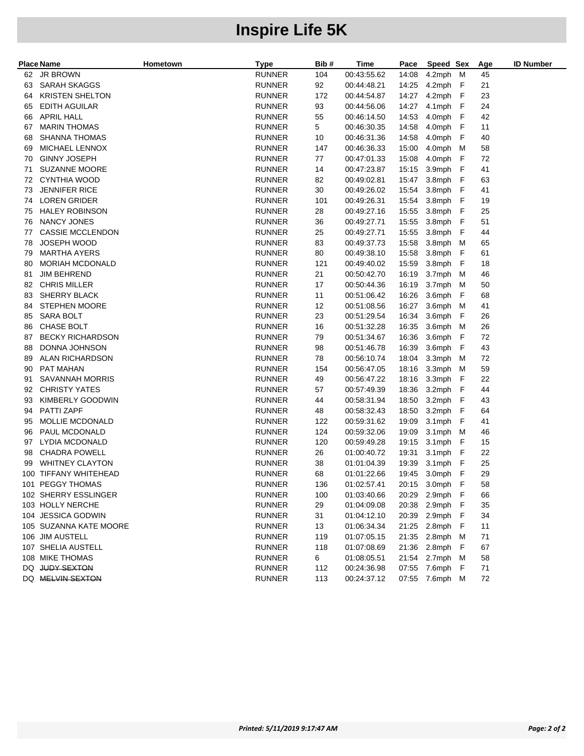# Inspire Life 5K

| Place | Name | Hometown | Type | Bib # | Time | Pace | Speed | Sex | Age | ID Number |
|---|---|---|---|---|---|---|---|---|---|---|
| 62 | JR BROWN | | RUNNER | 104 | 00:43:55.62 | 14:08 | 4.2mph | M | 45 | |
| 63 | SARAH SKAGGS | | RUNNER | 92 | 00:44:48.21 | 14:25 | 4.2mph | F | 21 | |
| 64 | KRISTEN SHELTON | | RUNNER | 172 | 00:44:54.87 | 14:27 | 4.2mph | F | 23 | |
| 65 | EDITH AGUILAR | | RUNNER | 93 | 00:44:56.06 | 14:27 | 4.1mph | F | 24 | |
| 66 | APRIL HALL | | RUNNER | 55 | 00:46:14.50 | 14:53 | 4.0mph | F | 42 | |
| 67 | MARIN THOMAS | | RUNNER | 5 | 00:46:30.35 | 14:58 | 4.0mph | F | 11 | |
| 68 | SHANNA THOMAS | | RUNNER | 10 | 00:46:31.36 | 14:58 | 4.0mph | F | 40 | |
| 69 | MICHAEL LENNOX | | RUNNER | 147 | 00:46:36.33 | 15:00 | 4.0mph | M | 58 | |
| 70 | GINNY JOSEPH | | RUNNER | 77 | 00:47:01.33 | 15:08 | 4.0mph | F | 72 | |
| 71 | SUZANNE MOORE | | RUNNER | 14 | 00:47:23.87 | 15:15 | 3.9mph | F | 41 | |
| 72 | CYNTHIA WOOD | | RUNNER | 82 | 00:49:02.81 | 15:47 | 3.8mph | F | 63 | |
| 73 | JENNIFER RICE | | RUNNER | 30 | 00:49:26.02 | 15:54 | 3.8mph | F | 41 | |
| 74 | LOREN GRIDER | | RUNNER | 101 | 00:49:26.31 | 15:54 | 3.8mph | F | 19 | |
| 75 | HALEY ROBINSON | | RUNNER | 28 | 00:49:27.16 | 15:55 | 3.8mph | F | 25 | |
| 76 | NANCY JONES | | RUNNER | 36 | 00:49:27.71 | 15:55 | 3.8mph | F | 51 | |
| 77 | CASSIE MCCLENDON | | RUNNER | 25 | 00:49:27.71 | 15:55 | 3.8mph | F | 44 | |
| 78 | JOSEPH WOOD | | RUNNER | 83 | 00:49:37.73 | 15:58 | 3.8mph | M | 65 | |
| 79 | MARTHA AYERS | | RUNNER | 80 | 00:49:38.10 | 15:58 | 3.8mph | F | 61 | |
| 80 | MORIAH MCDONALD | | RUNNER | 121 | 00:49:40.02 | 15:59 | 3.8mph | F | 18 | |
| 81 | JIM BEHREND | | RUNNER | 21 | 00:50:42.70 | 16:19 | 3.7mph | M | 46 | |
| 82 | CHRIS MILLER | | RUNNER | 17 | 00:50:44.36 | 16:19 | 3.7mph | M | 50 | |
| 83 | SHERRY BLACK | | RUNNER | 11 | 00:51:06.42 | 16:26 | 3.6mph | F | 68 | |
| 84 | STEPHEN MOORE | | RUNNER | 12 | 00:51:08.56 | 16:27 | 3.6mph | M | 41 | |
| 85 | SARA BOLT | | RUNNER | 23 | 00:51:29.54 | 16:34 | 3.6mph | F | 26 | |
| 86 | CHASE BOLT | | RUNNER | 16 | 00:51:32.28 | 16:35 | 3.6mph | M | 26 | |
| 87 | BECKY RICHARDSON | | RUNNER | 79 | 00:51:34.67 | 16:36 | 3.6mph | F | 72 | |
| 88 | DONNA JOHNSON | | RUNNER | 98 | 00:51:46.78 | 16:39 | 3.6mph | F | 43 | |
| 89 | ALAN RICHARDSON | | RUNNER | 78 | 00:56:10.74 | 18:04 | 3.3mph | M | 72 | |
| 90 | PAT MAHAN | | RUNNER | 154 | 00:56:47.05 | 18:16 | 3.3mph | M | 59 | |
| 91 | SAVANNAH MORRIS | | RUNNER | 49 | 00:56:47.22 | 18:16 | 3.3mph | F | 22 | |
| 92 | CHRISTY YATES | | RUNNER | 57 | 00:57:49.39 | 18:36 | 3.2mph | F | 44 | |
| 93 | KIMBERLY GOODWIN | | RUNNER | 44 | 00:58:31.94 | 18:50 | 3.2mph | F | 43 | |
| 94 | PATTI ZAPF | | RUNNER | 48 | 00:58:32.43 | 18:50 | 3.2mph | F | 64 | |
| 95 | MOLLIE MCDONALD | | RUNNER | 122 | 00:59:31.62 | 19:09 | 3.1mph | F | 41 | |
| 96 | PAUL MCDONALD | | RUNNER | 124 | 00:59:32.06 | 19:09 | 3.1mph | M | 46 | |
| 97 | LYDIA MCDONALD | | RUNNER | 120 | 00:59:49.28 | 19:15 | 3.1mph | F | 15 | |
| 98 | CHADRA POWELL | | RUNNER | 26 | 01:00:40.72 | 19:31 | 3.1mph | F | 22 | |
| 99 | WHITNEY CLAYTON | | RUNNER | 38 | 01:01:04.39 | 19:39 | 3.1mph | F | 25 | |
| 100 | TIFFANY WHITEHEAD | | RUNNER | 68 | 01:01:22.66 | 19:45 | 3.0mph | F | 29 | |
| 101 | PEGGY THOMAS | | RUNNER | 136 | 01:02:57.41 | 20:15 | 3.0mph | F | 58 | |
| 102 | SHERRY ESSLINGER | | RUNNER | 100 | 01:03:40.66 | 20:29 | 2.9mph | F | 66 | |
| 103 | HOLLY NERCHE | | RUNNER | 29 | 01:04:09.08 | 20:38 | 2.9mph | F | 35 | |
| 104 | JESSICA GODWIN | | RUNNER | 31 | 01:04:12.10 | 20:39 | 2.9mph | F | 34 | |
| 105 | SUZANNA KATE MOORE | | RUNNER | 13 | 01:06:34.34 | 21:25 | 2.8mph | F | 11 | |
| 106 | JIM AUSTELL | | RUNNER | 119 | 01:07:05.15 | 21:35 | 2.8mph | M | 71 | |
| 107 | SHELIA AUSTELL | | RUNNER | 118 | 01:07:08.69 | 21:36 | 2.8mph | F | 67 | |
| 108 | MIKE THOMAS | | RUNNER | 6 | 01:08:05.51 | 21:54 | 2.7mph | M | 58 | |
| DQ | ~~JUDY SEXTON~~ | | RUNNER | 112 | 00:24:36.98 | 07:55 | 7.6mph | F | 71 | |
| DQ | ~~MELVIN SEXTON~~ | | RUNNER | 113 | 00:24:37.12 | 07:55 | 7.6mph | M | 72 | |

*Printed: 5/11/2019 9:17:47 AM*